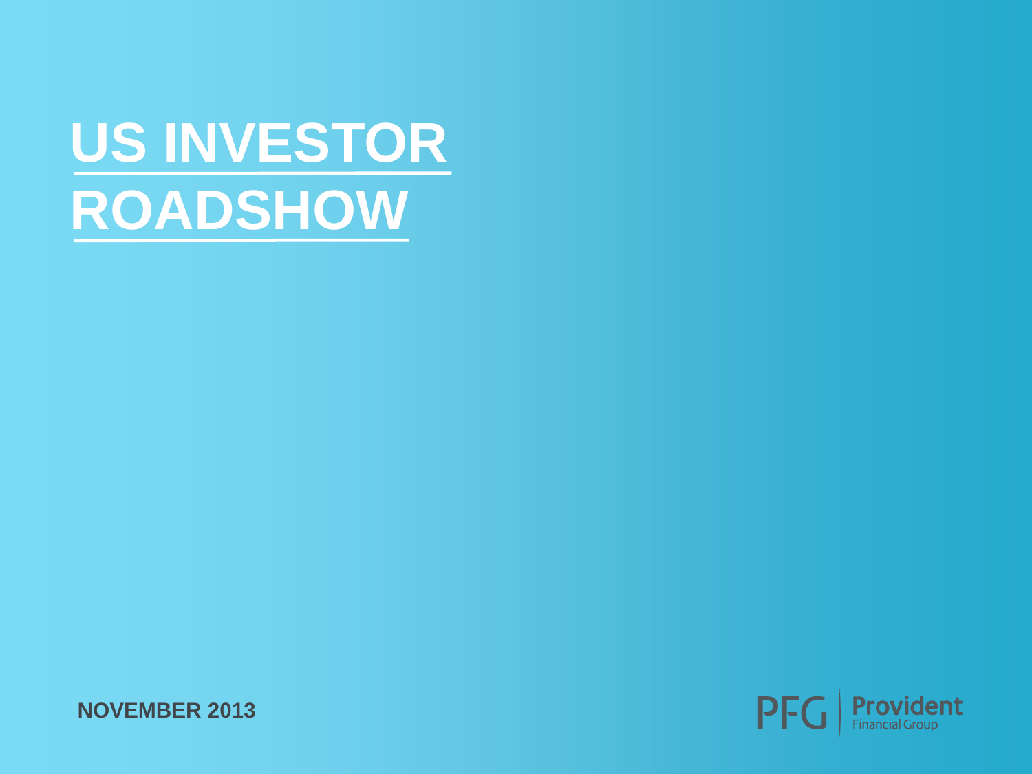# US INVESTOR ROADSHOW

**NOVEMBER 2013**

PFG | Provident Financial Group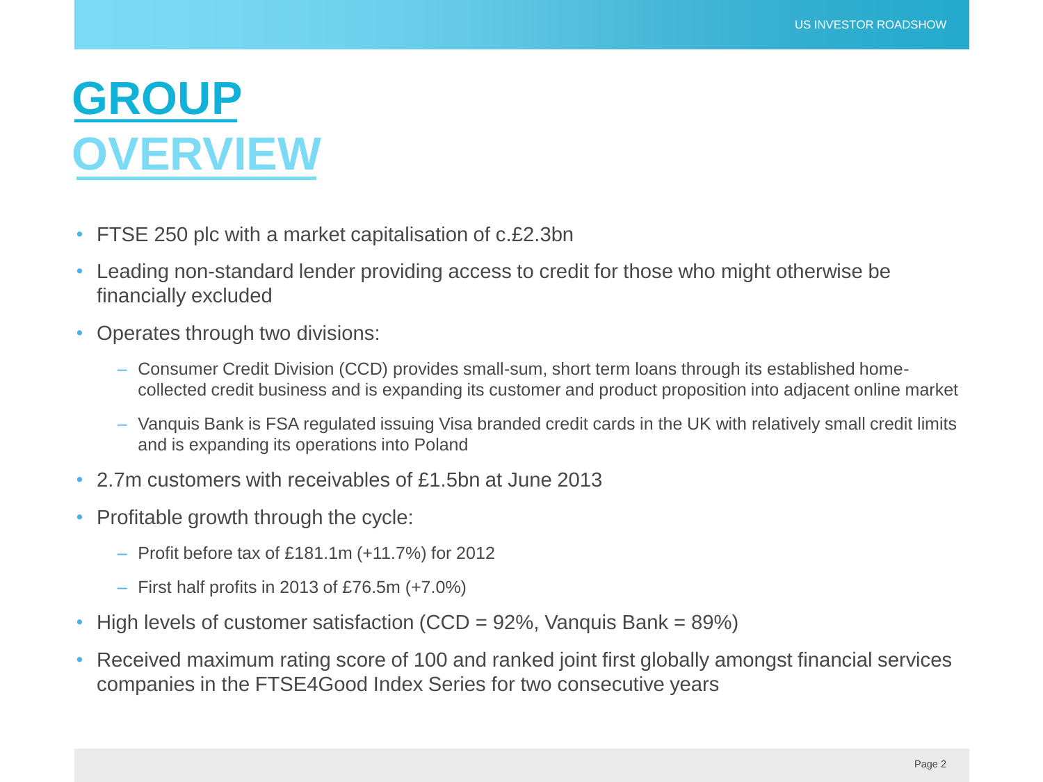# GROUP OVERVIEW

- FTSE 250 plc with a market capitalisation of c.£2.3bn
- Leading non-standard lender providing access to credit for those who might otherwise be financially excluded
- Operates through two divisions:
  - Consumer Credit Division (CCD) provides small-sum, short term loans through its established home-collected credit business and is expanding its customer and product proposition into adjacent online market
  - Vanquis Bank is FSA regulated issuing Visa branded credit cards in the UK with relatively small credit limits and is expanding its operations into Poland
- 2.7m customers with receivables of £1.5bn at June 2013
- Profitable growth through the cycle:
  - Profit before tax of £181.1m (+11.7%) for 2012
  - First half profits in 2013 of £76.5m (+7.0%)
- High levels of customer satisfaction (CCD = 92%, Vanquis Bank = 89%)
- Received maximum rating score of 100 and ranked joint first globally amongst financial services companies in the FTSE4Good Index Series for two consecutive years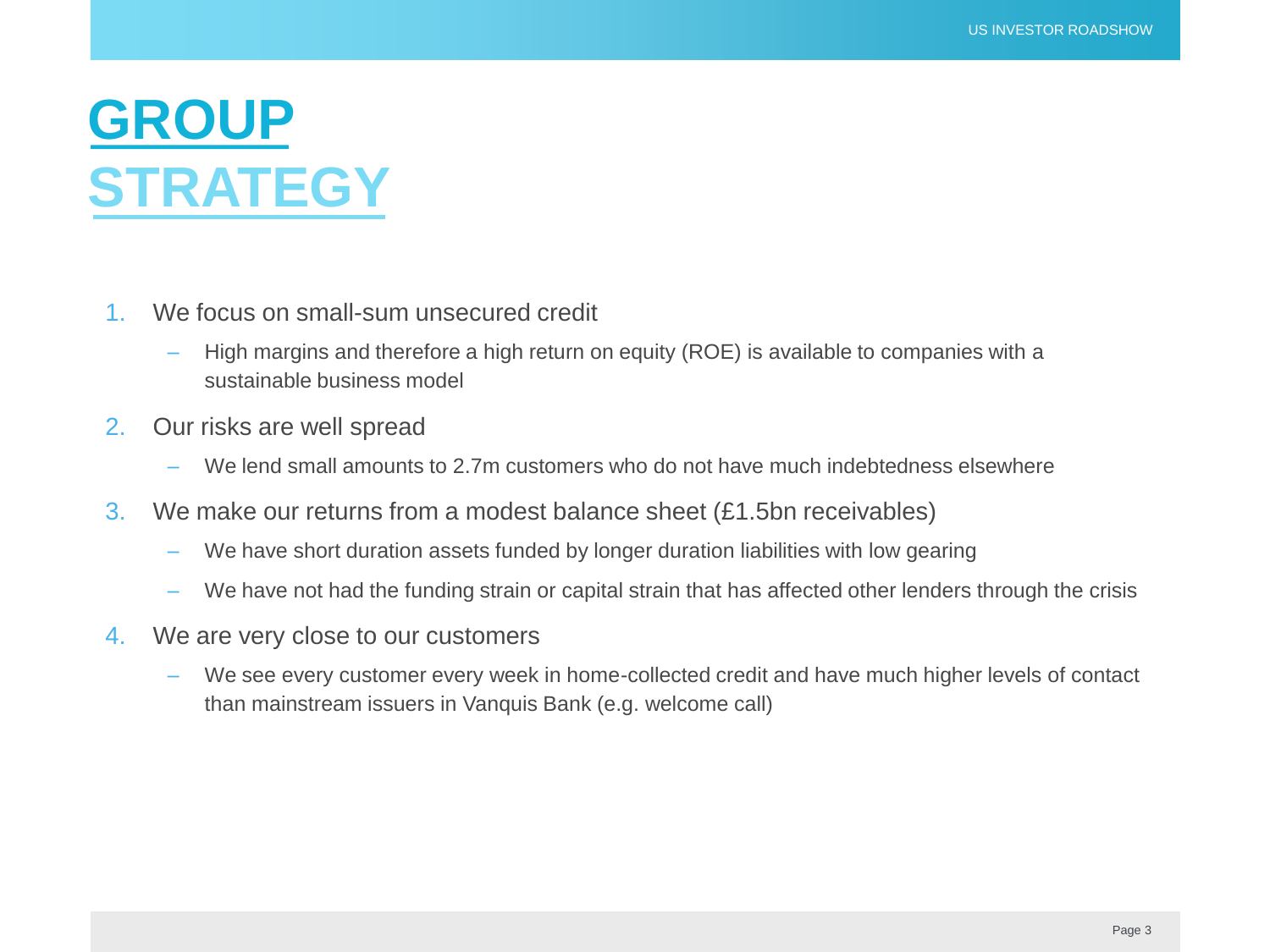# GROUP STRATEGY

1. We focus on small-sum unsecured credit
   - High margins and therefore a high return on equity (ROE) is available to companies with a sustainable business model
2. Our risks are well spread
   - We lend small amounts to 2.7m customers who do not have much indebtedness elsewhere
3. We make our returns from a modest balance sheet (£1.5bn receivables)
   - We have short duration assets funded by longer duration liabilities with low gearing
   - We have not had the funding strain or capital strain that has affected other lenders through the crisis
4. We are very close to our customers
   - We see every customer every week in home-collected credit and have much higher levels of contact than mainstream issuers in Vanquis Bank (e.g. welcome call)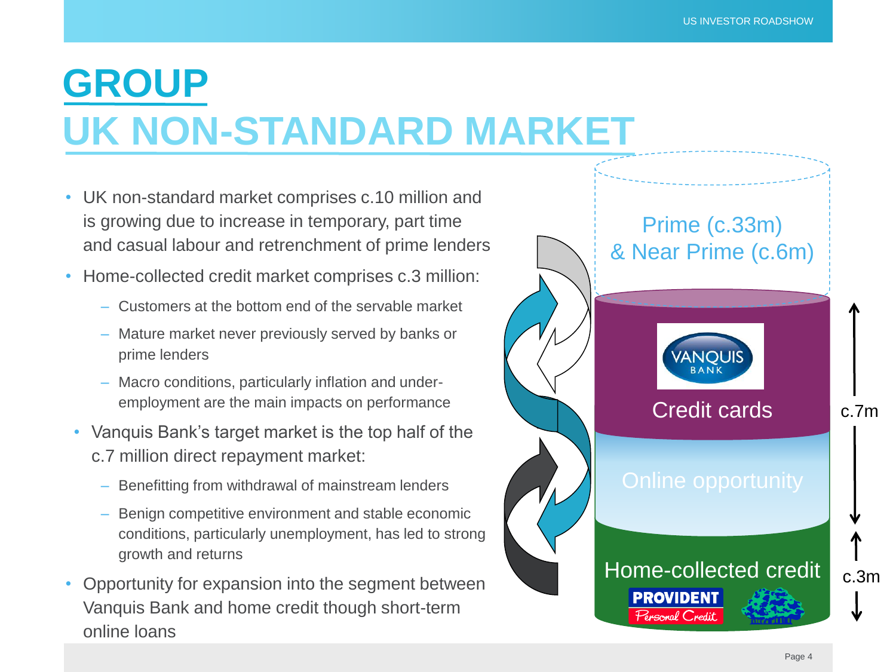# GROUP

# UK NON-STANDARD MARKET

- UK non-standard market comprises c.10 million and is growing due to increase in temporary, part time and casual labour and retrenchment of prime lenders
- Home-collected credit market comprises c.3 million:
  - Customers at the bottom end of the servable market
  - Mature market never previously served by banks or prime lenders
  - Macro conditions, particularly inflation and under-employment are the main impacts on performance
- Vanquis Bank's target market is the top half of the c.7 million direct repayment market:
  - Benefitting from withdrawal of mainstream lenders
  - Benign competitive environment and stable economic conditions, particularly unemployment, has led to strong growth and returns
- Opportunity for expansion into the segment between Vanquis Bank and home credit though short-term online loans

Prime (c.33m) & Near Prime (c.6m)

Credit cards

Online opportunity

Home-collected credit

c.7m

c.3m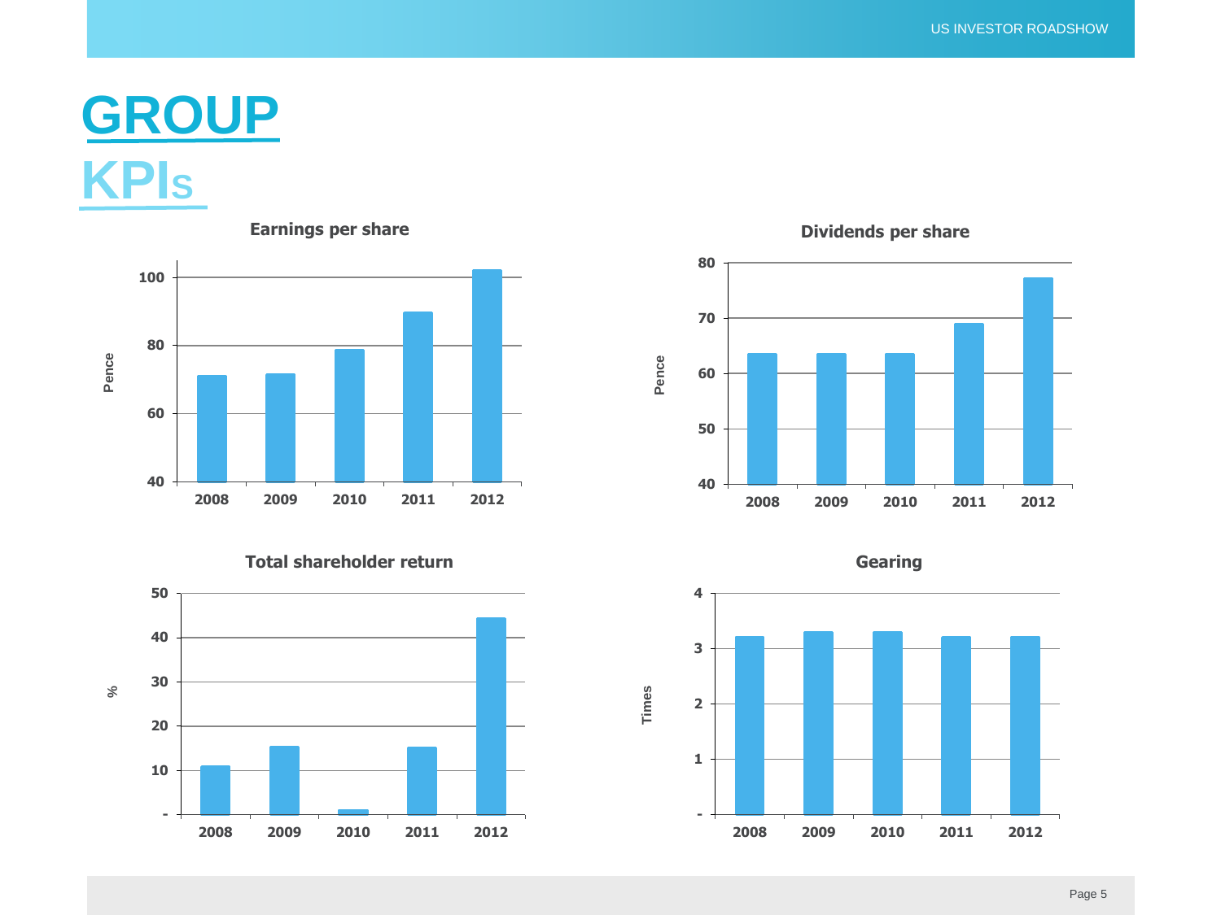# GROUP KPIs

**Earnings per share**

Pence

100
80
60
40

2008 2009 2010 2011 2012

**Dividends per share**

Pence

80
70
60
50
40

2008 2009 2010 2011 2012

**Total shareholder return**

%

50
40
30
20
10
-

2008 2009 2010 2011 2012

**Gearing**

Times

4
3
2
1
-

2008 2009 2010 2011 2012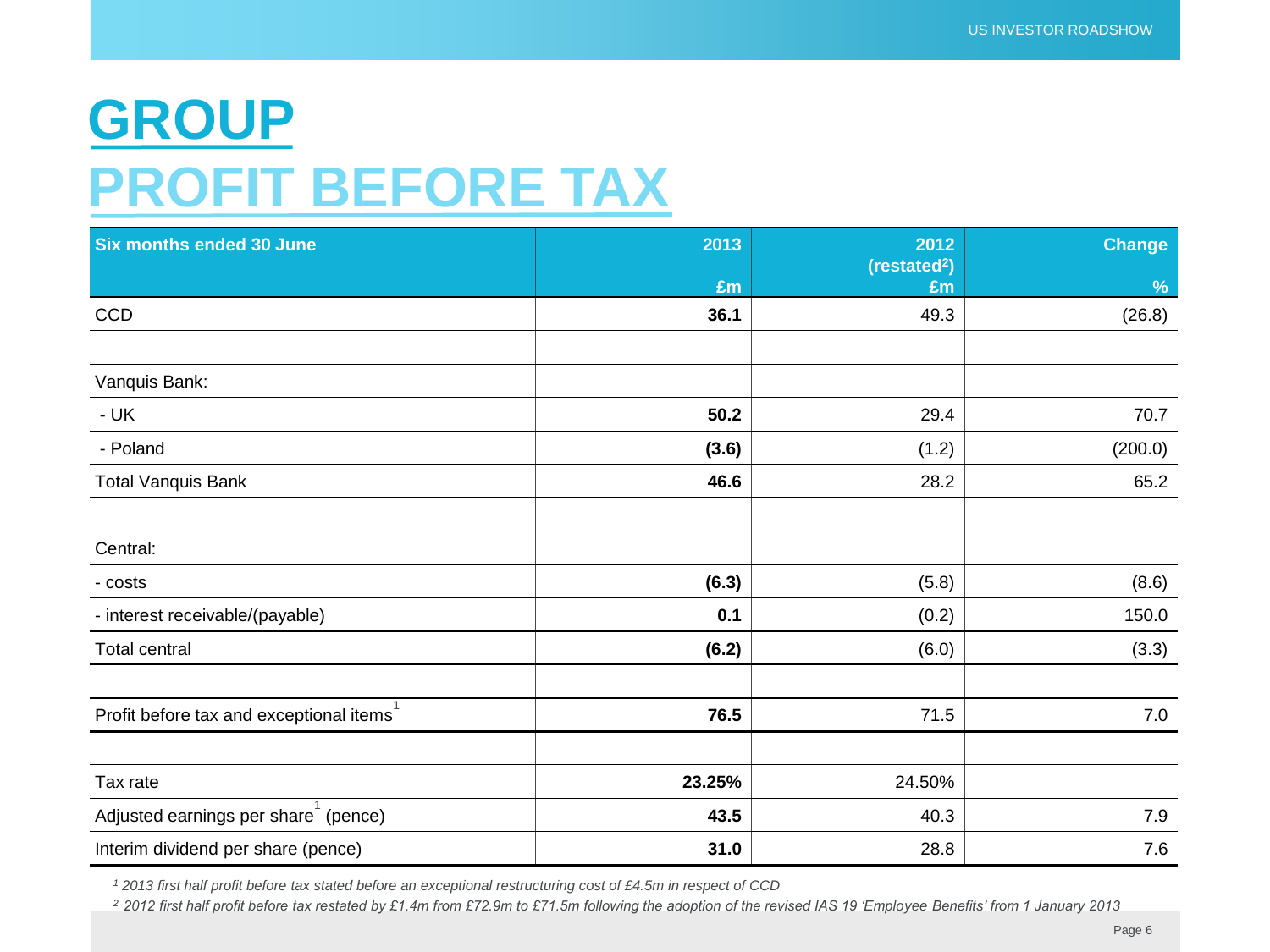# GROUP

# PROFIT BEFORE TAX

| Six months ended 30 June | 2013 £m | 2012 (restated[2]) £m | Change % |
|---|---|---|---|
| CCD | **36.1** | 49.3 | (26.8) |
| | | | |
| Vanquis Bank: | | | |
| - UK | **50.2** | 29.4 | 70.7 |
| - Poland | **(3.6)** | (1.2) | (200.0) |
| Total Vanquis Bank | **46.6** | 28.2 | 65.2 |
| | | | |
| Central: | | | |
| - costs | **(6.3)** | (5.8) | (8.6) |
| - interest receivable/(payable) | **0.1** | (0.2) | 150.0 |
| Total central | **(6.2)** | (6.0) | (3.3) |
| | | | |
| Profit before tax and exceptional items[1] | **76.5** | 71.5 | 7.0 |
| | | | |
| Tax rate | **23.25%** | 24.50% | |
| Adjusted earnings per share[1] (pence) | **43.5** | 40.3 | 7.9 |
| Interim dividend per share (pence) | **31.0** | 28.8 | 7.6 |

*[1] 2013 first half profit before tax stated before an exceptional restructuring cost of £4.5m in respect of CCD*

*[2] 2012 first half profit before tax restated by £1.4m from £72.9m to £71.5m following the adoption of the revised IAS 19 'Employee Benefits' from 1 January 2013*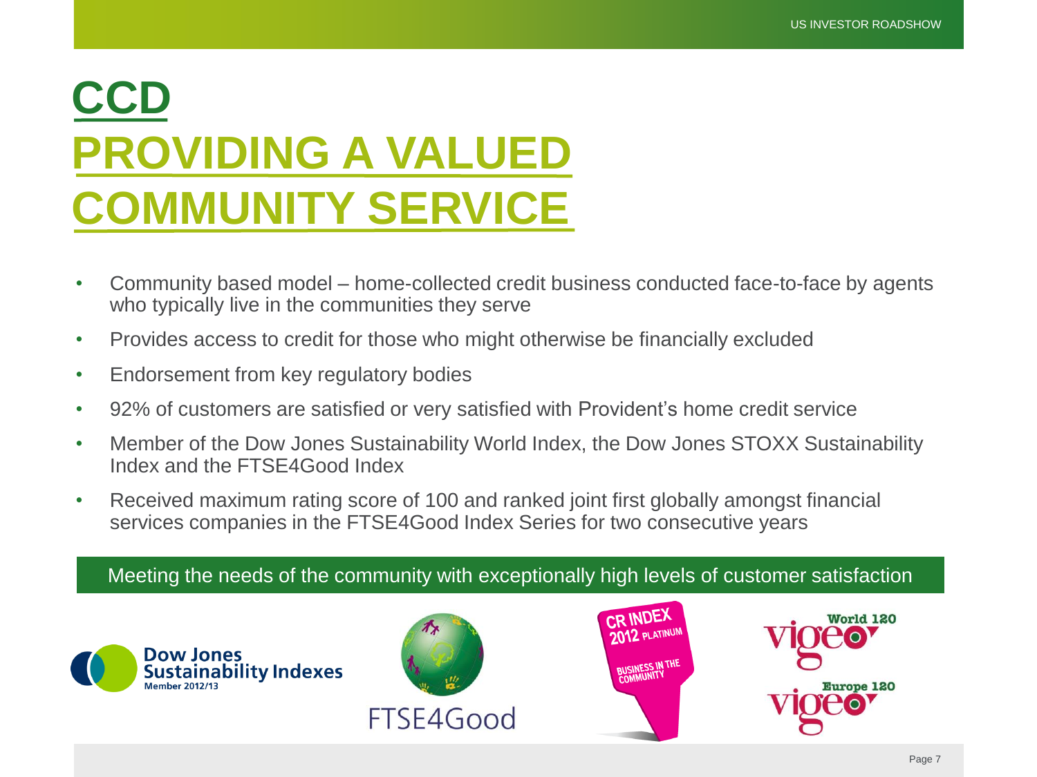# CCD

# PROVIDING A VALUED COMMUNITY SERVICE

- Community based model – home-collected credit business conducted face-to-face by agents who typically live in the communities they serve
- Provides access to credit for those who might otherwise be financially excluded
- Endorsement from key regulatory bodies
- 92% of customers are satisfied or very satisfied with Provident's home credit service
- Member of the Dow Jones Sustainability World Index, the Dow Jones STOXX Sustainability Index and the FTSE4Good Index
- Received maximum rating score of 100 and ranked joint first globally amongst financial services companies in the FTSE4Good Index Series for two consecutive years

**Meeting the needs of the community with exceptionally high levels of customer satisfaction**

Dow Jones Sustainability Indexes Member 2012/13

FTSE4Good

CR INDEX 2012 PLATINUM BUSINESS IN THE COMMUNITY

vigeo World 120

vigeo Europe 120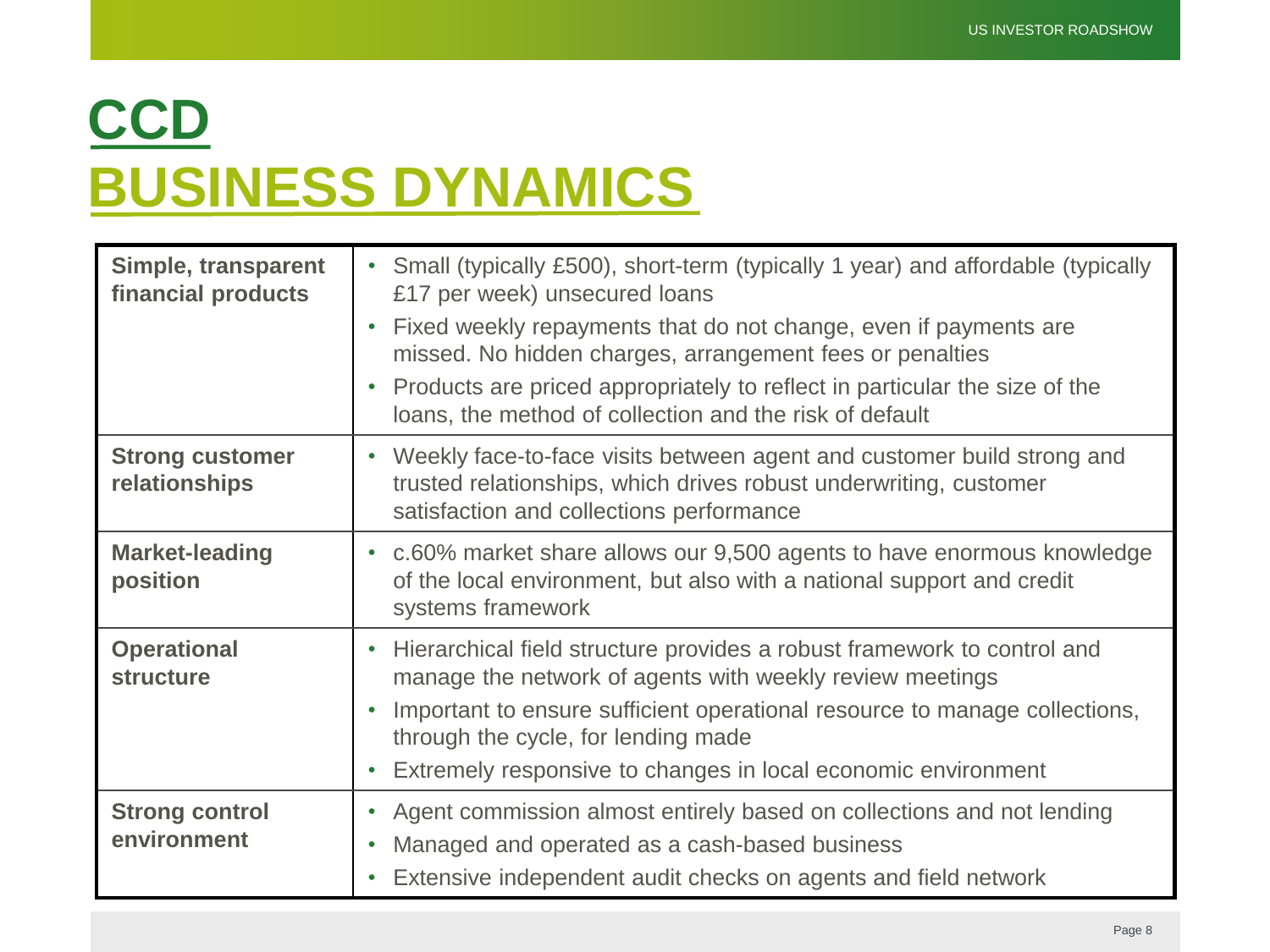# CCD
# BUSINESS DYNAMICS

| | |
|---|---|
| **Simple, transparent financial products** | • Small (typically £500), short-term (typically 1 year) and affordable (typically £17 per week) unsecured loans<br>• Fixed weekly repayments that do not change, even if payments are missed. No hidden charges, arrangement fees or penalties<br>• Products are priced appropriately to reflect in particular the size of the loans, the method of collection and the risk of default |
| **Strong customer relationships** | • Weekly face-to-face visits between agent and customer build strong and trusted relationships, which drives robust underwriting, customer satisfaction and collections performance |
| **Market-leading position** | • c.60% market share allows our 9,500 agents to have enormous knowledge of the local environment, but also with a national support and credit systems framework |
| **Operational structure** | • Hierarchical field structure provides a robust framework to control and manage the network of agents with weekly review meetings<br>• Important to ensure sufficient operational resource to manage collections, through the cycle, for lending made<br>• Extremely responsive to changes in local economic environment |
| **Strong control environment** | • Agent commission almost entirely based on collections and not lending<br>• Managed and operated as a cash-based business<br>• Extensive independent audit checks on agents and field network |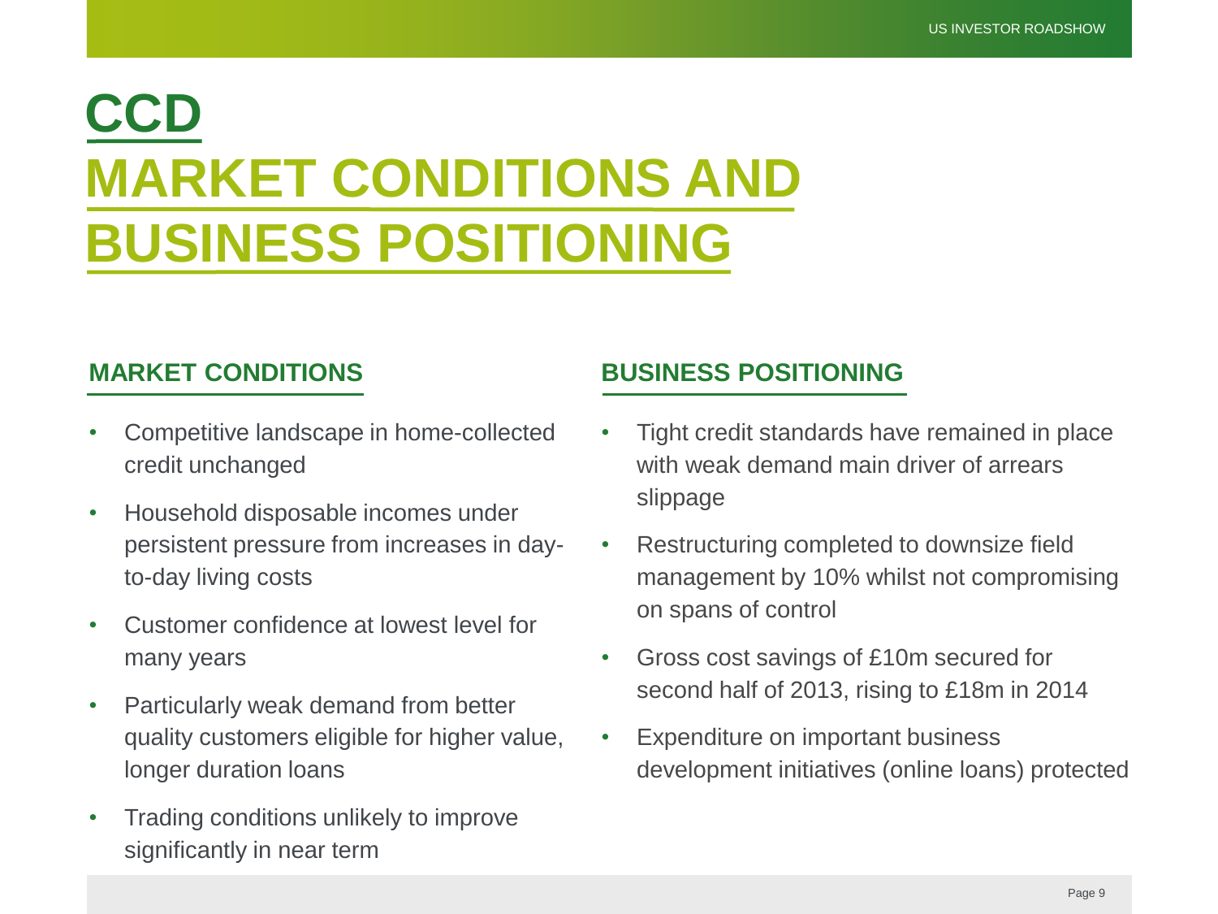# CCD

# MARKET CONDITIONS AND BUSINESS POSITIONING

## MARKET CONDITIONS

- Competitive landscape in home-collected credit unchanged
- Household disposable incomes under persistent pressure from increases in day-to-day living costs
- Customer confidence at lowest level for many years
- Particularly weak demand from better quality customers eligible for higher value, longer duration loans
- Trading conditions unlikely to improve significantly in near term

## BUSINESS POSITIONING

- Tight credit standards have remained in place with weak demand main driver of arrears slippage
- Restructuring completed to downsize field management by 10% whilst not compromising on spans of control
- Gross cost savings of £10m secured for second half of 2013, rising to £18m in 2014
- Expenditure on important business development initiatives (online loans) protected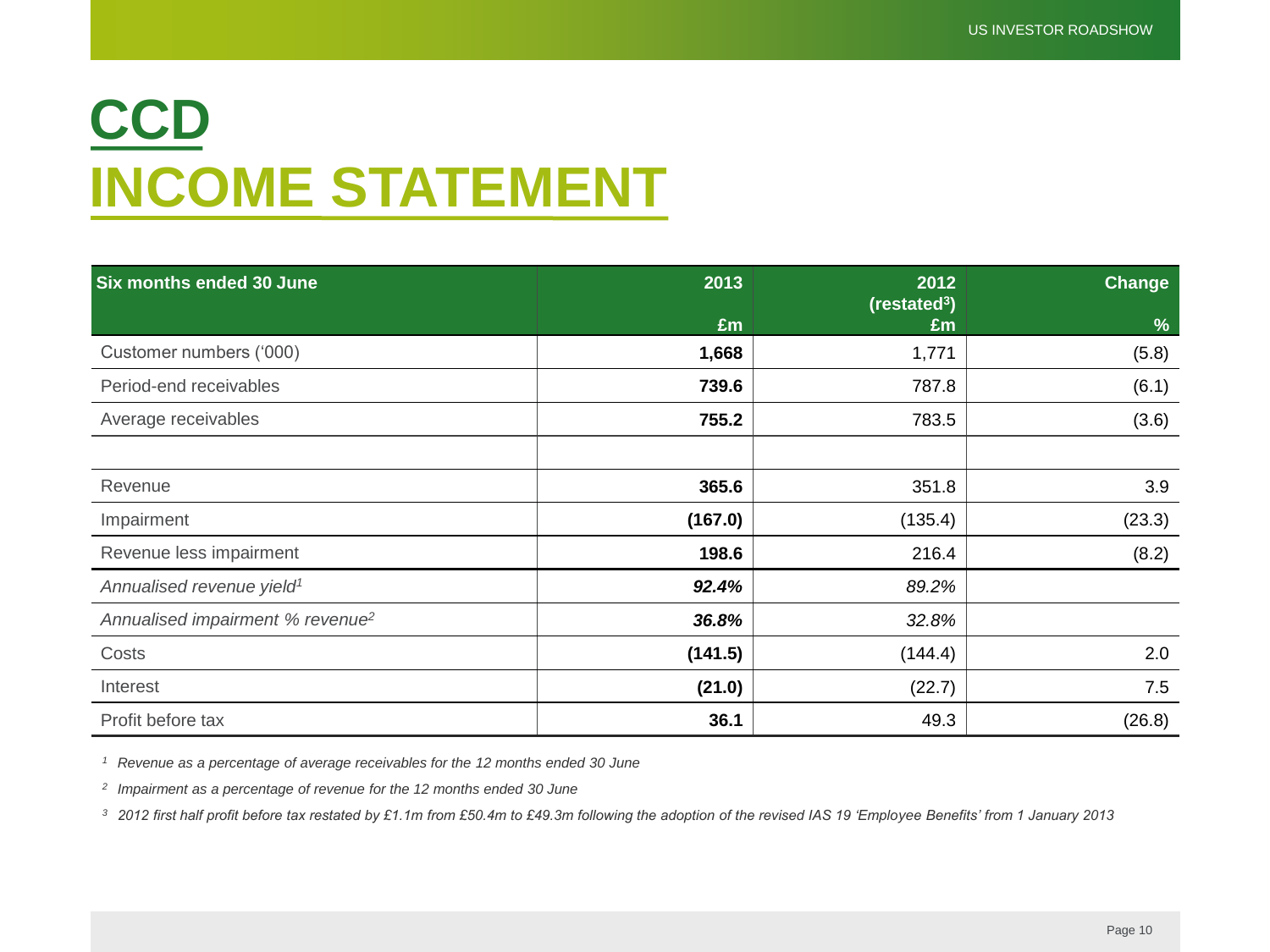# CCD

# INCOME STATEMENT

| Six months ended 30 June | 2013 £m | 2012 (restated[3]) £m | Change % |
|---|---|---|---|
| Customer numbers ('000) | **1,668** | 1,771 | (5.8) |
| Period-end receivables | **739.6** | 787.8 | (6.1) |
| Average receivables | **755.2** | 783.5 | (3.6) |
| | | | |
| Revenue | **365.6** | 351.8 | 3.9 |
| Impairment | **(167.0)** | (135.4) | (23.3) |
| Revenue less impairment | **198.6** | 216.4 | (8.2) |
| *Annualised revenue yield[1]* | ***92.4%*** | *89.2%* | |
| *Annualised impairment % revenue[2]* | ***36.8%*** | *32.8%* | |
| Costs | **(141.5)** | (144.4) | 2.0 |
| Interest | **(21.0)** | (22.7) | 7.5 |
| Profit before tax | **36.1** | 49.3 | (26.8) |

*[1] Revenue as a percentage of average receivables for the 12 months ended 30 June*

*[2] Impairment as a percentage of revenue for the 12 months ended 30 June*

*[3] 2012 first half profit before tax restated by £1.1m from £50.4m to £49.3m following the adoption of the revised IAS 19 'Employee Benefits' from 1 January 2013*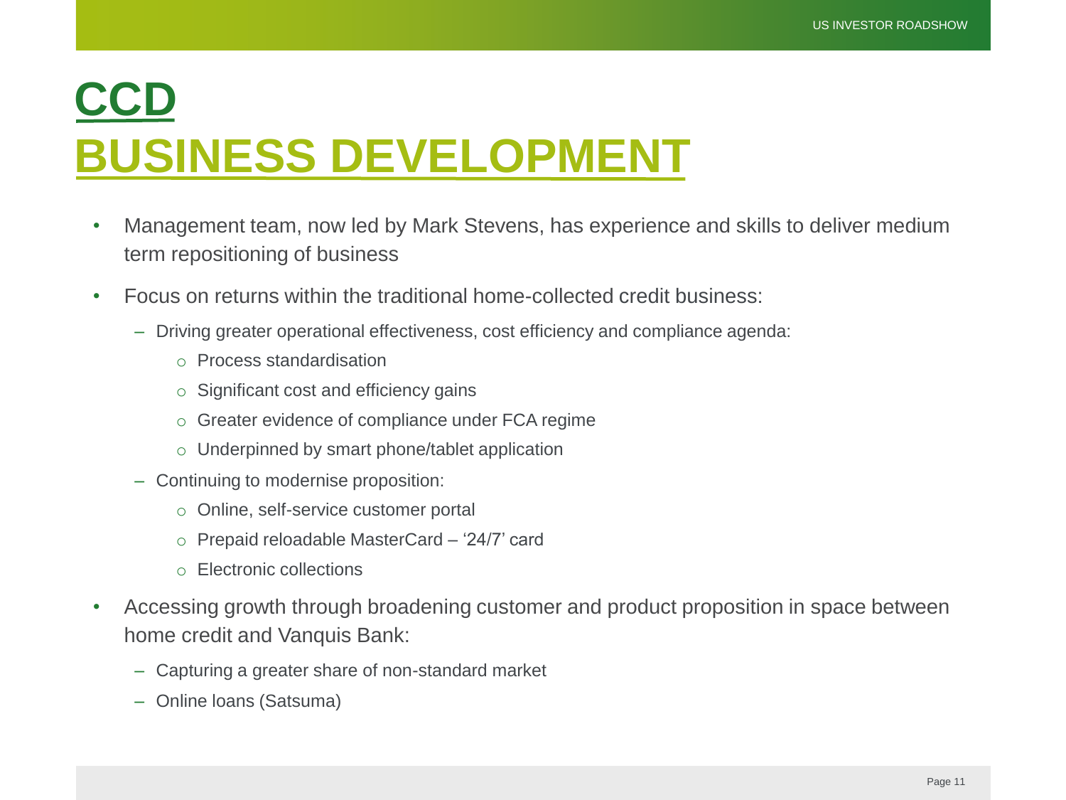# CCD
# BUSINESS DEVELOPMENT

- Management team, now led by Mark Stevens, has experience and skills to deliver medium term repositioning of business
- Focus on returns within the traditional home-collected credit business:
  - Driving greater operational effectiveness, cost efficiency and compliance agenda:
    - Process standardisation
    - Significant cost and efficiency gains
    - Greater evidence of compliance under FCA regime
    - Underpinned by smart phone/tablet application
  - Continuing to modernise proposition:
    - Online, self-service customer portal
    - Prepaid reloadable MasterCard – '24/7' card
    - Electronic collections
- Accessing growth through broadening customer and product proposition in space between home credit and Vanquis Bank:
  - Capturing a greater share of non-standard market
  - Online loans (Satsuma)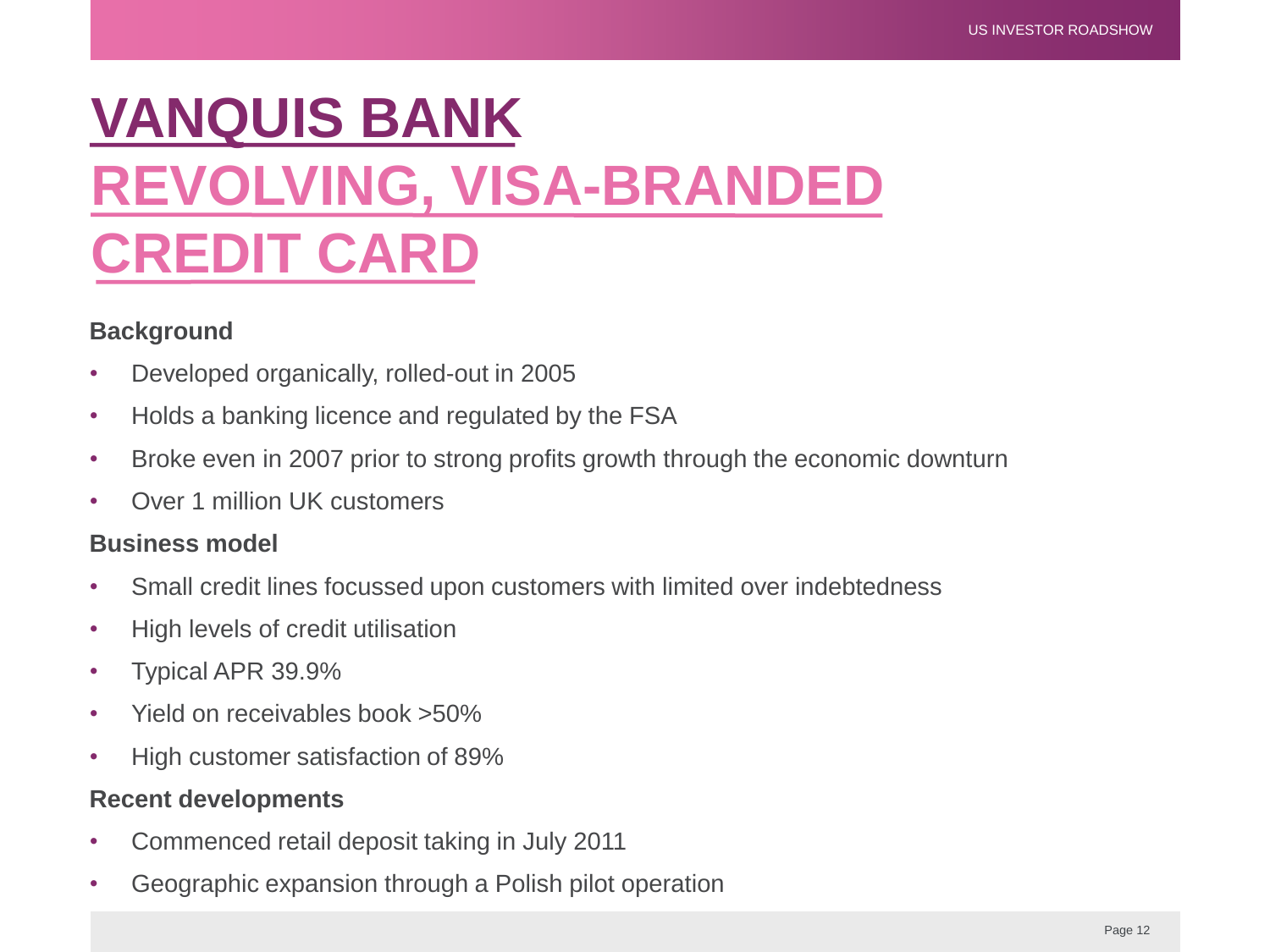# VANQUIS BANK
## REVOLVING, VISA-BRANDED CREDIT CARD

**Background**

- Developed organically, rolled-out in 2005
- Holds a banking licence and regulated by the FSA
- Broke even in 2007 prior to strong profits growth through the economic downturn
- Over 1 million UK customers

**Business model**

- Small credit lines focussed upon customers with limited over indebtedness
- High levels of credit utilisation
- Typical APR 39.9%
- Yield on receivables book >50%
- High customer satisfaction of 89%

**Recent developments**

- Commenced retail deposit taking in July 2011
- Geographic expansion through a Polish pilot operation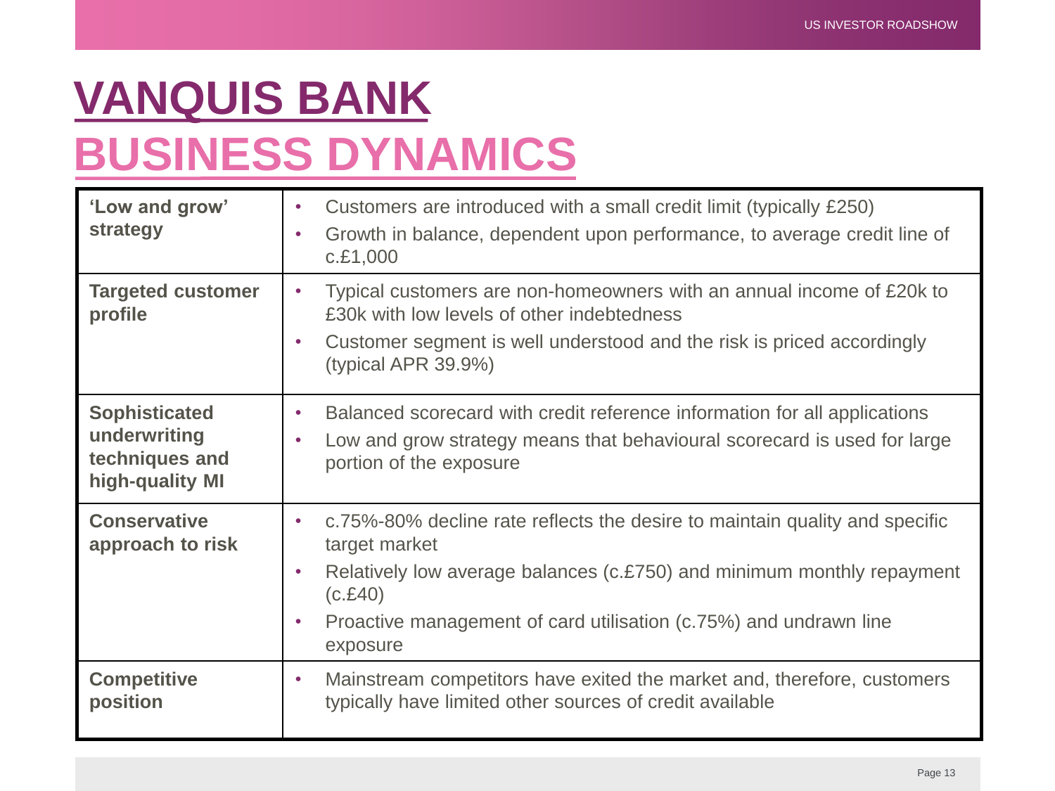# VANQUIS BANK

## BUSINESS DYNAMICS

| | |
|---|---|
| **'Low and grow' strategy** | • Customers are introduced with a small credit limit (typically £250)<br>• Growth in balance, dependent upon performance, to average credit line of c.£1,000 |
| **Targeted customer profile** | • Typical customers are non-homeowners with an annual income of £20k to £30k with low levels of other indebtedness<br>• Customer segment is well understood and the risk is priced accordingly (typical APR 39.9%) |
| **Sophisticated underwriting techniques and high-quality MI** | • Balanced scorecard with credit reference information for all applications<br>• Low and grow strategy means that behavioural scorecard is used for large portion of the exposure |
| **Conservative approach to risk** | • c.75%-80% decline rate reflects the desire to maintain quality and specific target market<br>• Relatively low average balances (c.£750) and minimum monthly repayment (c.£40)<br>• Proactive management of card utilisation (c.75%) and undrawn line exposure |
| **Competitive position** | • Mainstream competitors have exited the market and, therefore, customers typically have limited other sources of credit available |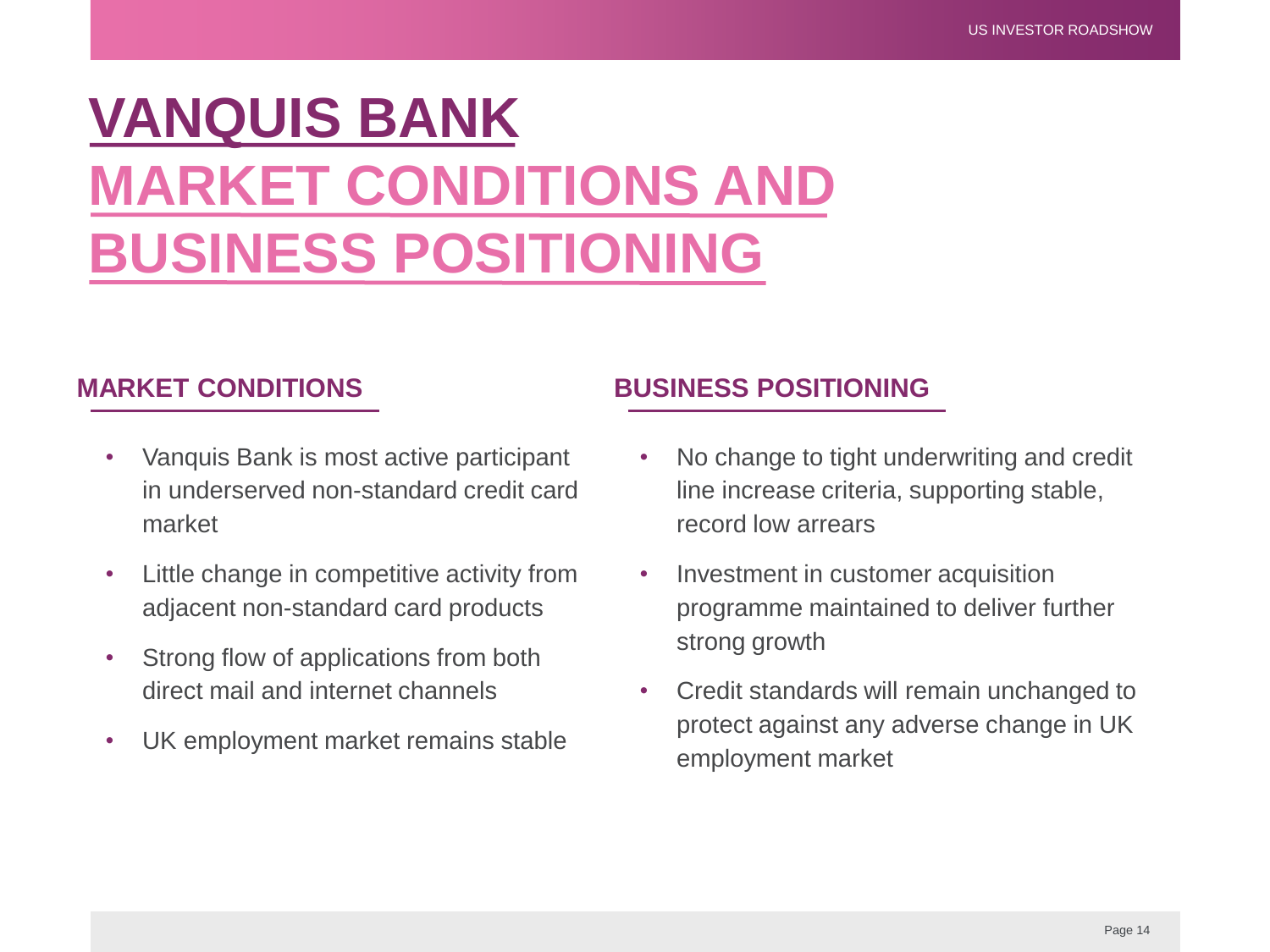# VANQUIS BANK
# MARKET CONDITIONS AND BUSINESS POSITIONING

## MARKET CONDITIONS

- Vanquis Bank is most active participant in underserved non-standard credit card market
- Little change in competitive activity from adjacent non-standard card products
- Strong flow of applications from both direct mail and internet channels
- UK employment market remains stable

## BUSINESS POSITIONING

- No change to tight underwriting and credit line increase criteria, supporting stable, record low arrears
- Investment in customer acquisition programme maintained to deliver further strong growth
- Credit standards will remain unchanged to protect against any adverse change in UK employment market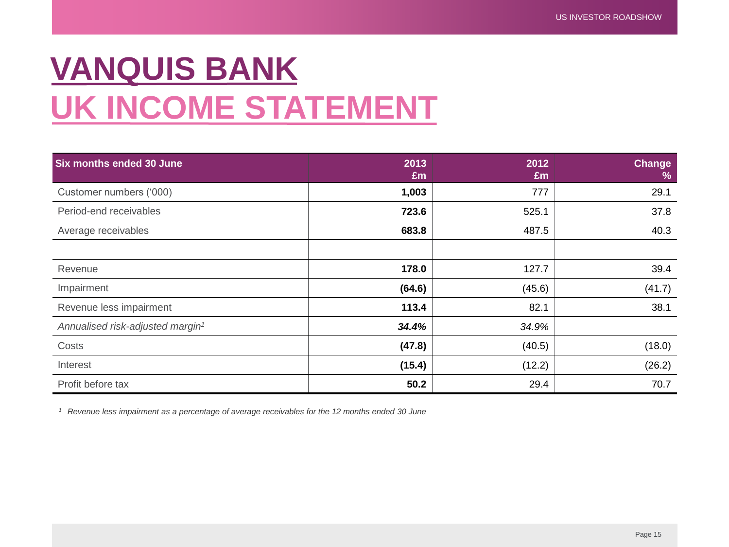# VANQUIS BANK

# UK INCOME STATEMENT

| Six months ended 30 June | 2013 £m | 2012 £m | Change % |
|---|---|---|---|
| Customer numbers ('000) | **1,003** | 777 | 29.1 |
| Period-end receivables | **723.6** | 525.1 | 37.8 |
| Average receivables | **683.8** | 487.5 | 40.3 |
| | | | |
| Revenue | **178.0** | 127.7 | 39.4 |
| Impairment | **(64.6)** | (45.6) | (41.7) |
| Revenue less impairment | **113.4** | 82.1 | 38.1 |
| *Annualised risk-adjusted margin*[1] | ***34.4%*** | *34.9%* | |
| Costs | **(47.8)** | (40.5) | (18.0) |
| Interest | **(15.4)** | (12.2) | (26.2) |
| Profit before tax | **50.2** | 29.4 | 70.7 |

[1] *Revenue less impairment as a percentage of average receivables for the 12 months ended 30 June*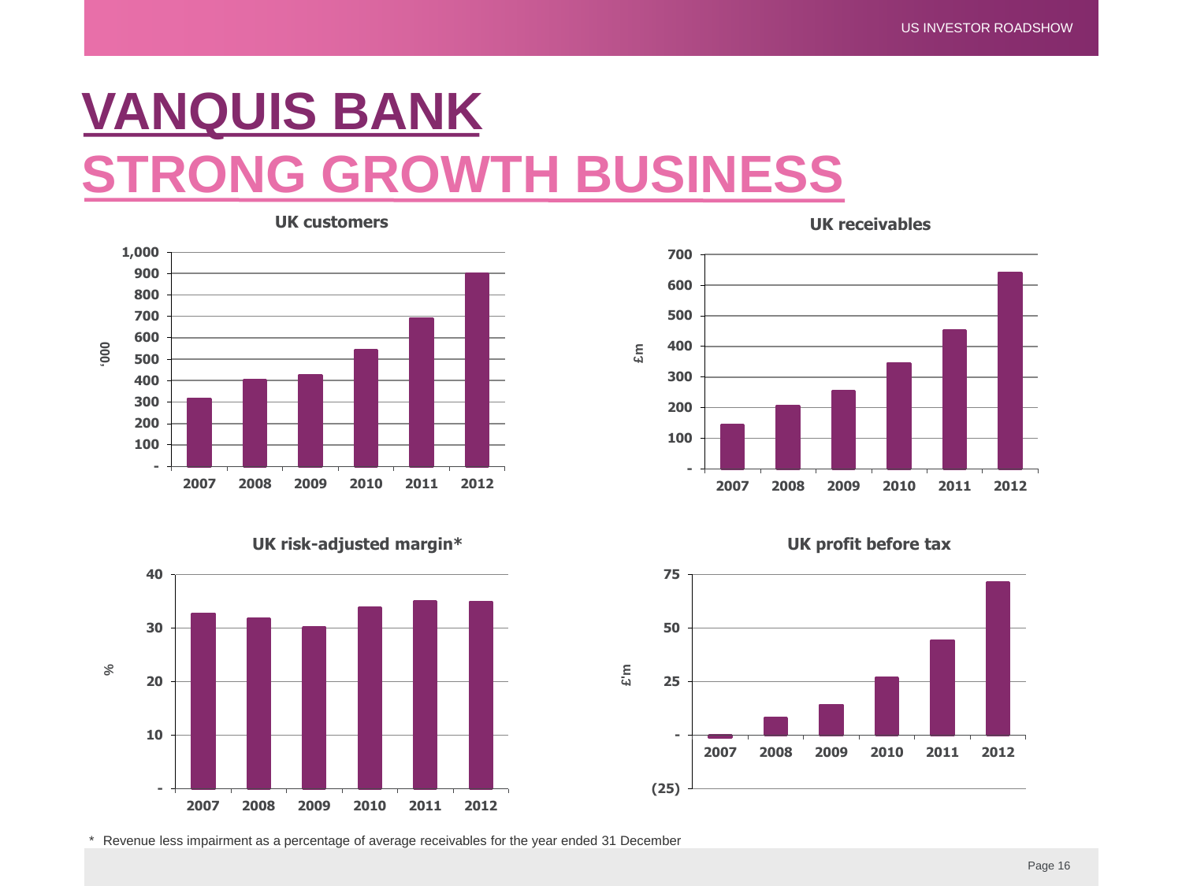# VANQUIS BANK
# STRONG GROWTH BUSINESS

**UK customers**

'000

| | 2007 | 2008 | 2009 | 2010 | 2011 | 2012 |
|---|---|---|---|---|---|---|

**UK receivables**

£m

| | 2007 | 2008 | 2009 | 2010 | 2011 | 2012 |
|---|---|---|---|---|---|---|

**UK risk-adjusted margin***

%

| | 2007 | 2008 | 2009 | 2010 | 2011 | 2012 |
|---|---|---|---|---|---|---|

**UK profit before tax**

£'m

| | 2007 | 2008 | 2009 | 2010 | 2011 | 2012 |
|---|---|---|---|---|---|---|

\* Revenue less impairment as a percentage of average receivables for the year ended 31 December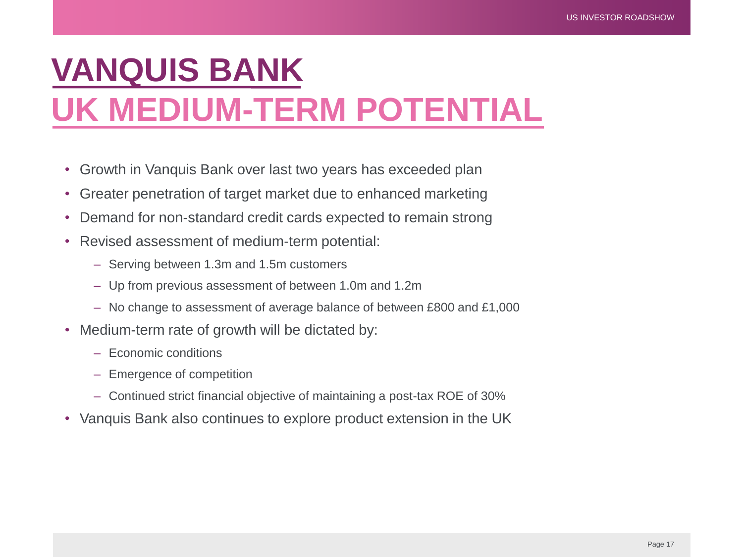# VANQUIS BANK
## UK MEDIUM-TERM POTENTIAL

- Growth in Vanquis Bank over last two years has exceeded plan
- Greater penetration of target market due to enhanced marketing
- Demand for non-standard credit cards expected to remain strong
- Revised assessment of medium-term potential:
  - Serving between 1.3m and 1.5m customers
  - Up from previous assessment of between 1.0m and 1.2m
  - No change to assessment of average balance of between £800 and £1,000
- Medium-term rate of growth will be dictated by:
  - Economic conditions
  - Emergence of competition
  - Continued strict financial objective of maintaining a post-tax ROE of 30%
- Vanquis Bank also continues to explore product extension in the UK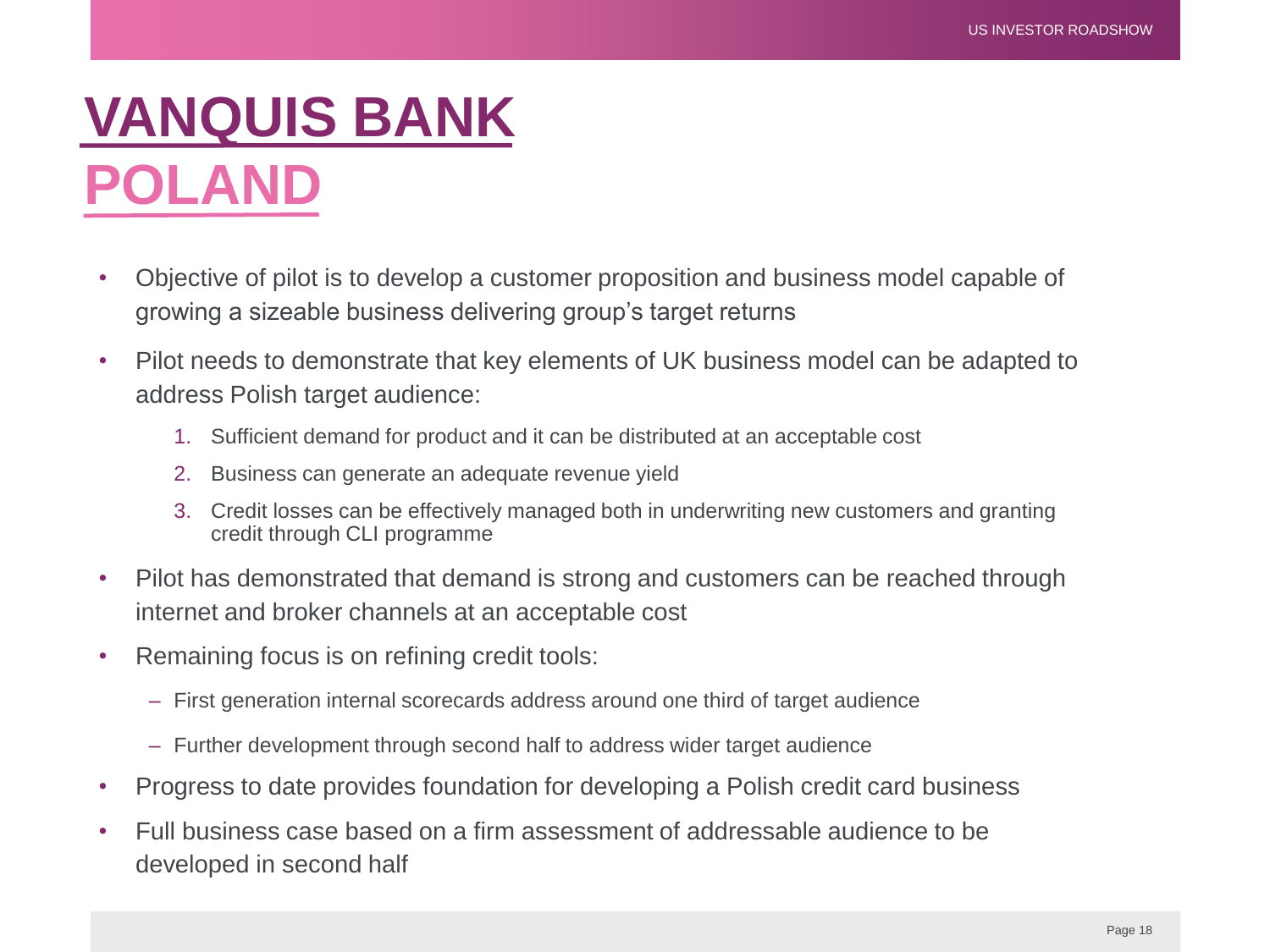# VANQUIS BANK
## POLAND

- Objective of pilot is to develop a customer proposition and business model capable of growing a sizeable business delivering group's target returns
- Pilot needs to demonstrate that key elements of UK business model can be adapted to address Polish target audience:
    1. Sufficient demand for product and it can be distributed at an acceptable cost
    2. Business can generate an adequate revenue yield
    3. Credit losses can be effectively managed both in underwriting new customers and granting credit through CLI programme
- Pilot has demonstrated that demand is strong and customers can be reached through internet and broker channels at an acceptable cost
- Remaining focus is on refining credit tools:
    - First generation internal scorecards address around one third of target audience
    - Further development through second half to address wider target audience
- Progress to date provides foundation for developing a Polish credit card business
- Full business case based on a firm assessment of addressable audience to be developed in second half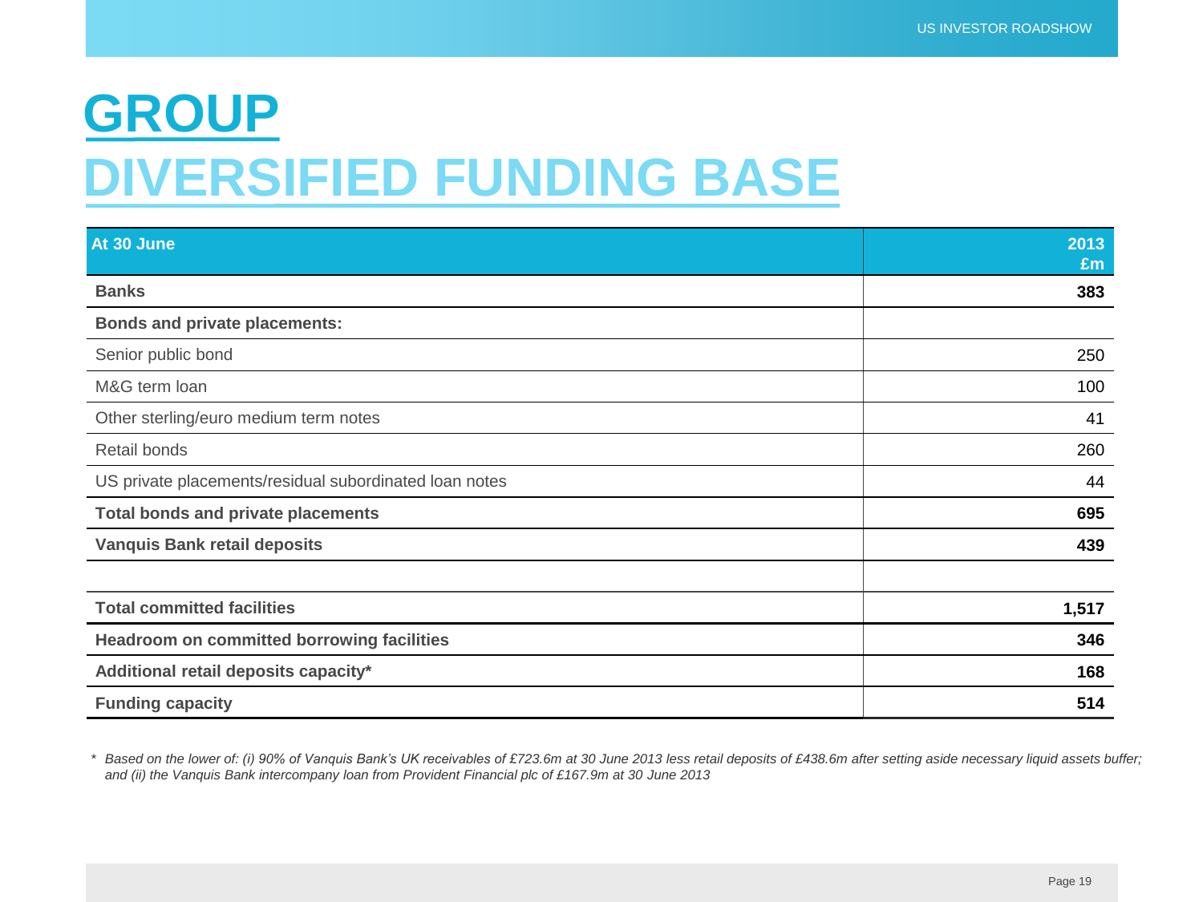# GROUP

## DIVERSIFIED FUNDING BASE

| At 30 June | 2013 £m |
|---|---|
| **Banks** | **383** |
| **Bonds and private placements:** | |
| Senior public bond | 250 |
| M&G term loan | 100 |
| Other sterling/euro medium term notes | 41 |
| Retail bonds | 260 |
| US private placements/residual subordinated loan notes | 44 |
| **Total bonds and private placements** | **695** |
| **Vanquis Bank retail deposits** | **439** |
| | |
| **Total committed facilities** | **1,517** |
| **Headroom on committed borrowing facilities** | **346** |
| **Additional retail deposits capacity*** | **168** |
| **Funding capacity** | **514** |

*\* Based on the lower of: (i) 90% of Vanquis Bank's UK receivables of £723.6m at 30 June 2013 less retail deposits of £438.6m after setting aside necessary liquid assets buffer; and (ii) the Vanquis Bank intercompany loan from Provident Financial plc of £167.9m at 30 June 2013*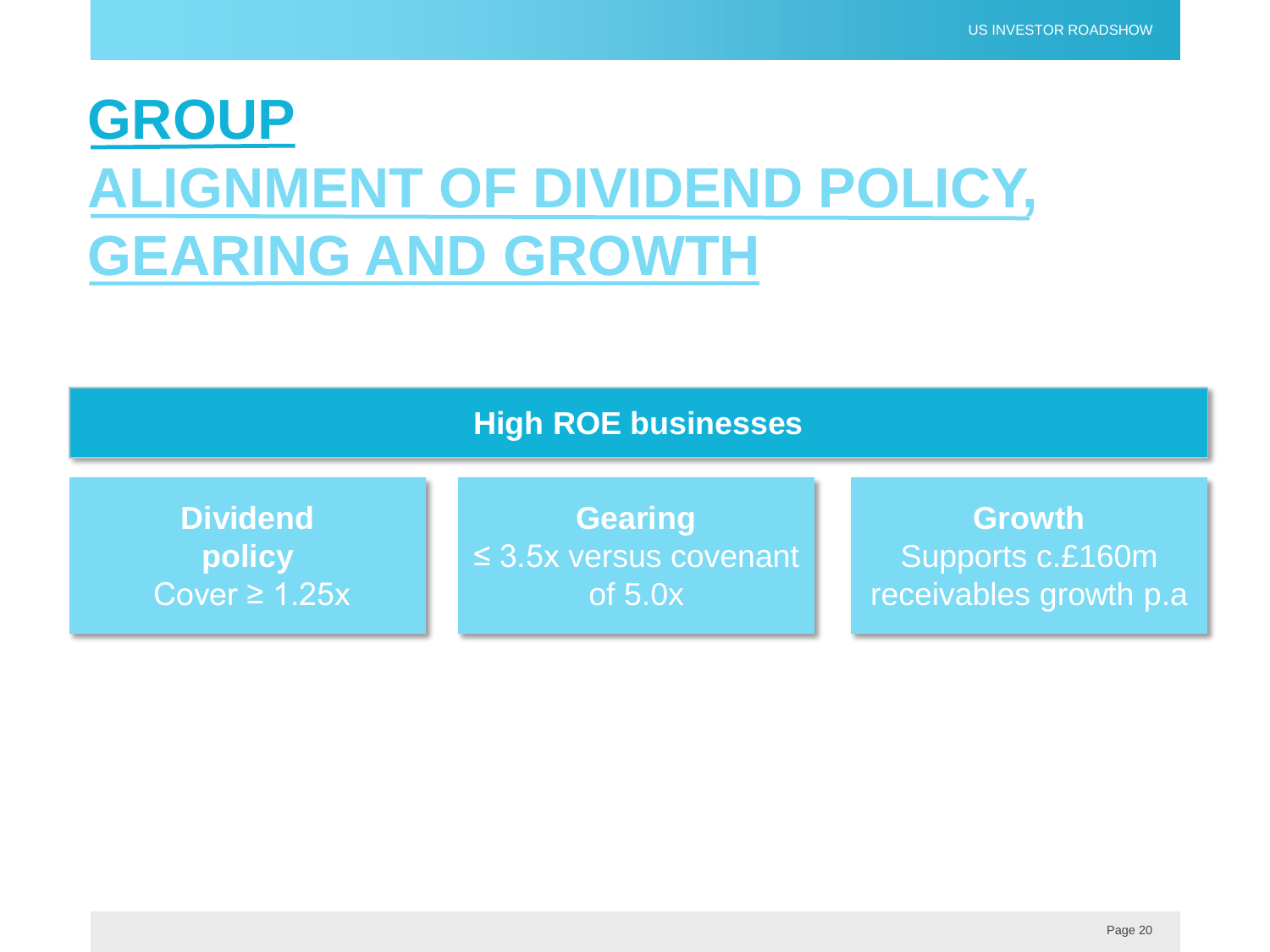# GROUP

# ALIGNMENT OF DIVIDEND POLICY, GEARING AND GROWTH

**High ROE businesses**

**Dividend policy**
Cover ≥ 1.25x

**Gearing**
≤ 3.5x versus covenant of 5.0x

**Growth**
Supports c.£160m receivables growth p.a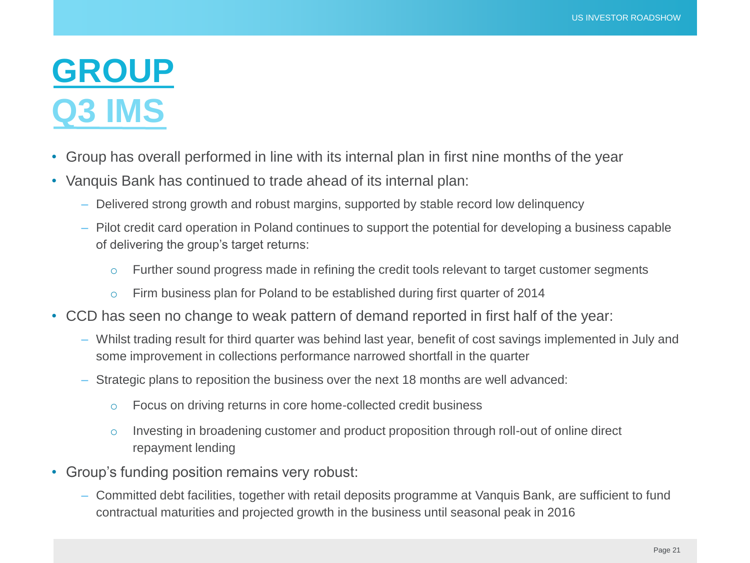# GROUP
## Q3 IMS

- Group has overall performed in line with its internal plan in first nine months of the year
- Vanquis Bank has continued to trade ahead of its internal plan:
  - Delivered strong growth and robust margins, supported by stable record low delinquency
  - Pilot credit card operation in Poland continues to support the potential for developing a business capable of delivering the group's target returns:
    - Further sound progress made in refining the credit tools relevant to target customer segments
    - Firm business plan for Poland to be established during first quarter of 2014
- CCD has seen no change to weak pattern of demand reported in first half of the year:
  - Whilst trading result for third quarter was behind last year, benefit of cost savings implemented in July and some improvement in collections performance narrowed shortfall in the quarter
  - Strategic plans to reposition the business over the next 18 months are well advanced:
    - Focus on driving returns in core home-collected credit business
    - Investing in broadening customer and product proposition through roll-out of online direct repayment lending
- Group's funding position remains very robust:
  - Committed debt facilities, together with retail deposits programme at Vanquis Bank, are sufficient to fund contractual maturities and projected growth in the business until seasonal peak in 2016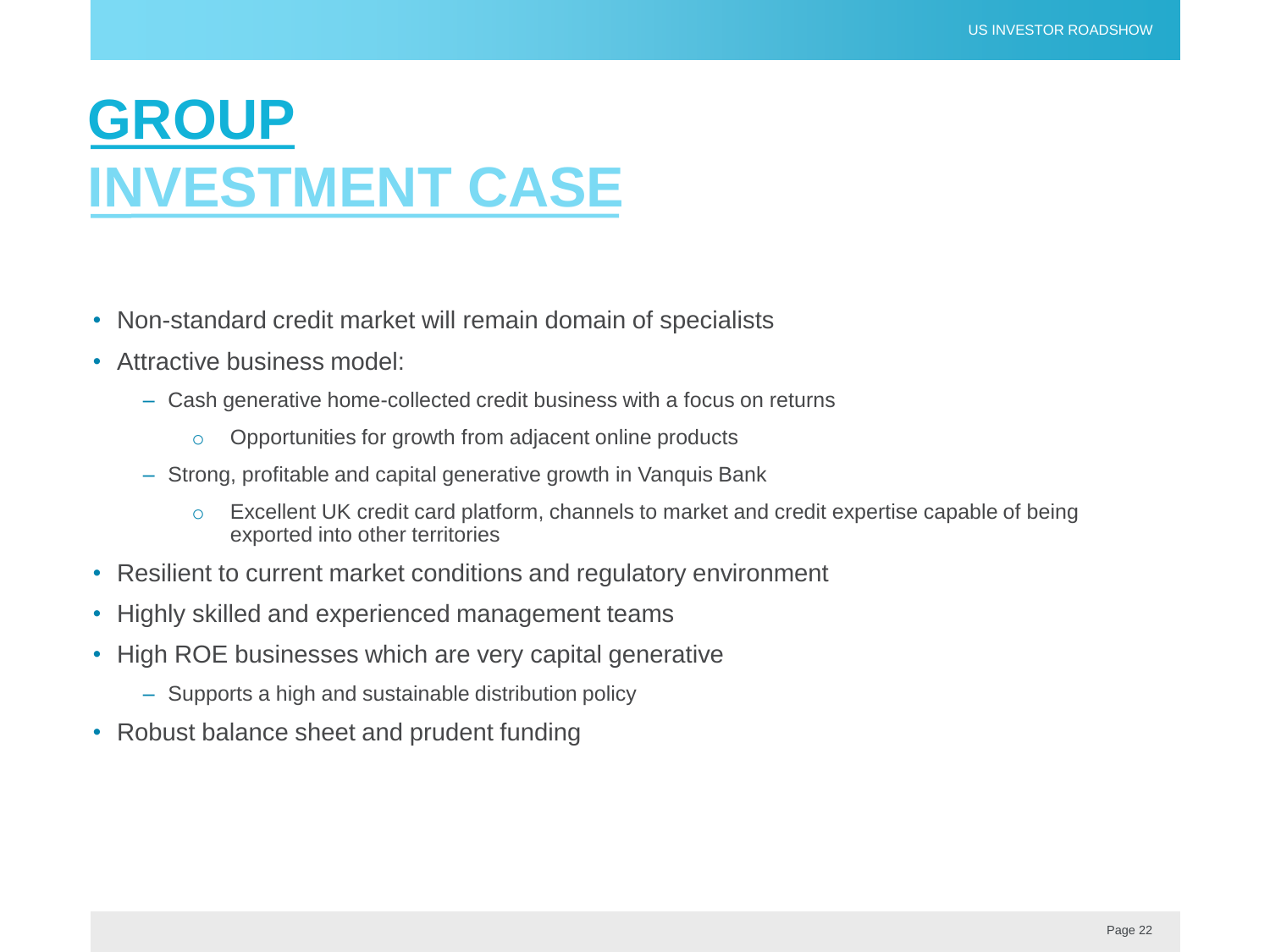# GROUP INVESTMENT CASE

- Non-standard credit market will remain domain of specialists
- Attractive business model:
  - Cash generative home-collected credit business with a focus on returns
    - Opportunities for growth from adjacent online products
  - Strong, profitable and capital generative growth in Vanquis Bank
    - Excellent UK credit card platform, channels to market and credit expertise capable of being exported into other territories
- Resilient to current market conditions and regulatory environment
- Highly skilled and experienced management teams
- High ROE businesses which are very capital generative
  - Supports a high and sustainable distribution policy
- Robust balance sheet and prudent funding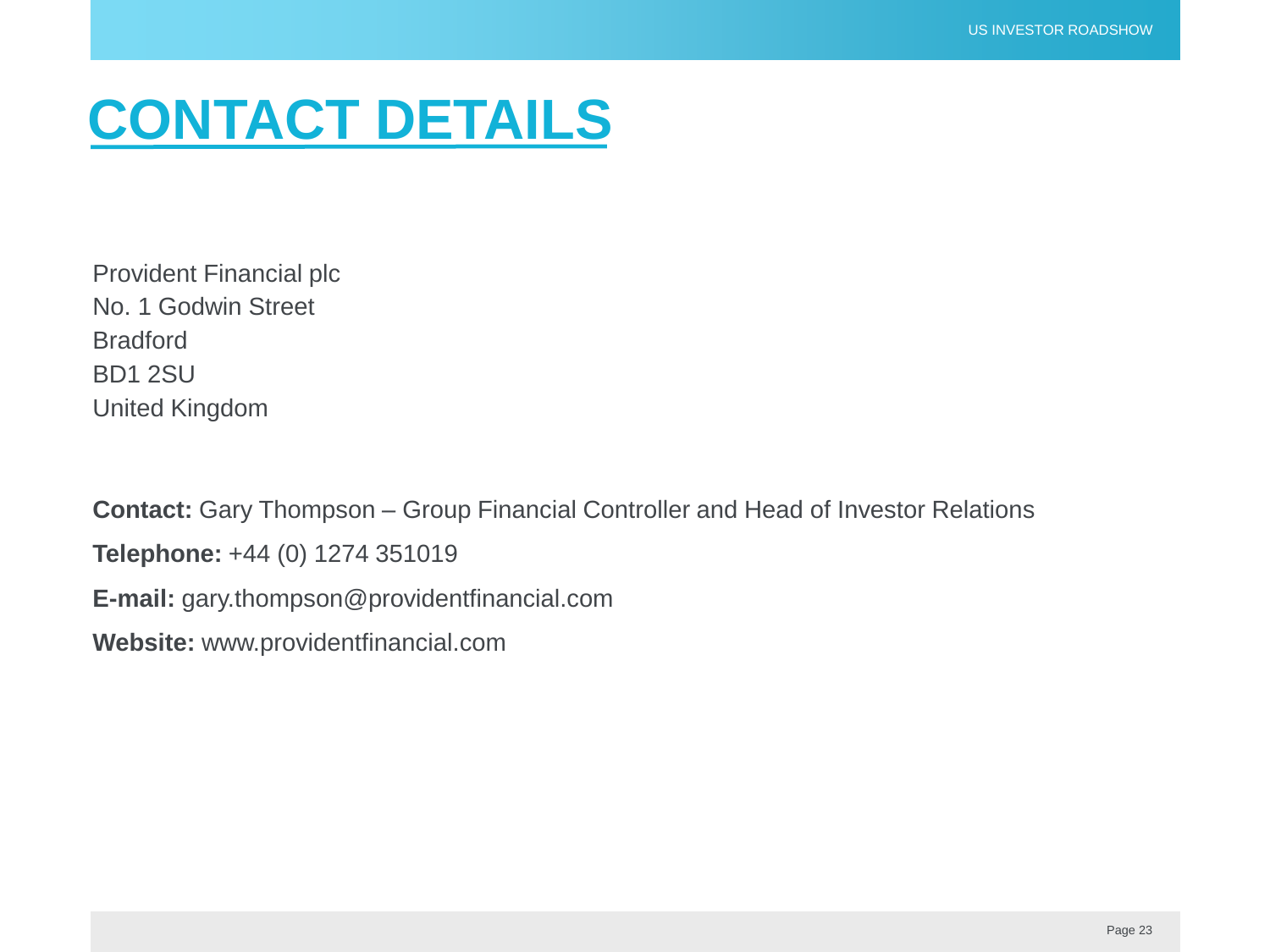# CONTACT DETAILS

Provident Financial plc
No. 1 Godwin Street
Bradford
BD1 2SU
United Kingdom

**Contact:** Gary Thompson – Group Financial Controller and Head of Investor Relations

**Telephone:** +44 (0) 1274 351019

**E-mail:** gary.thompson@providentfinancial.com

**Website:** www.providentfinancial.com